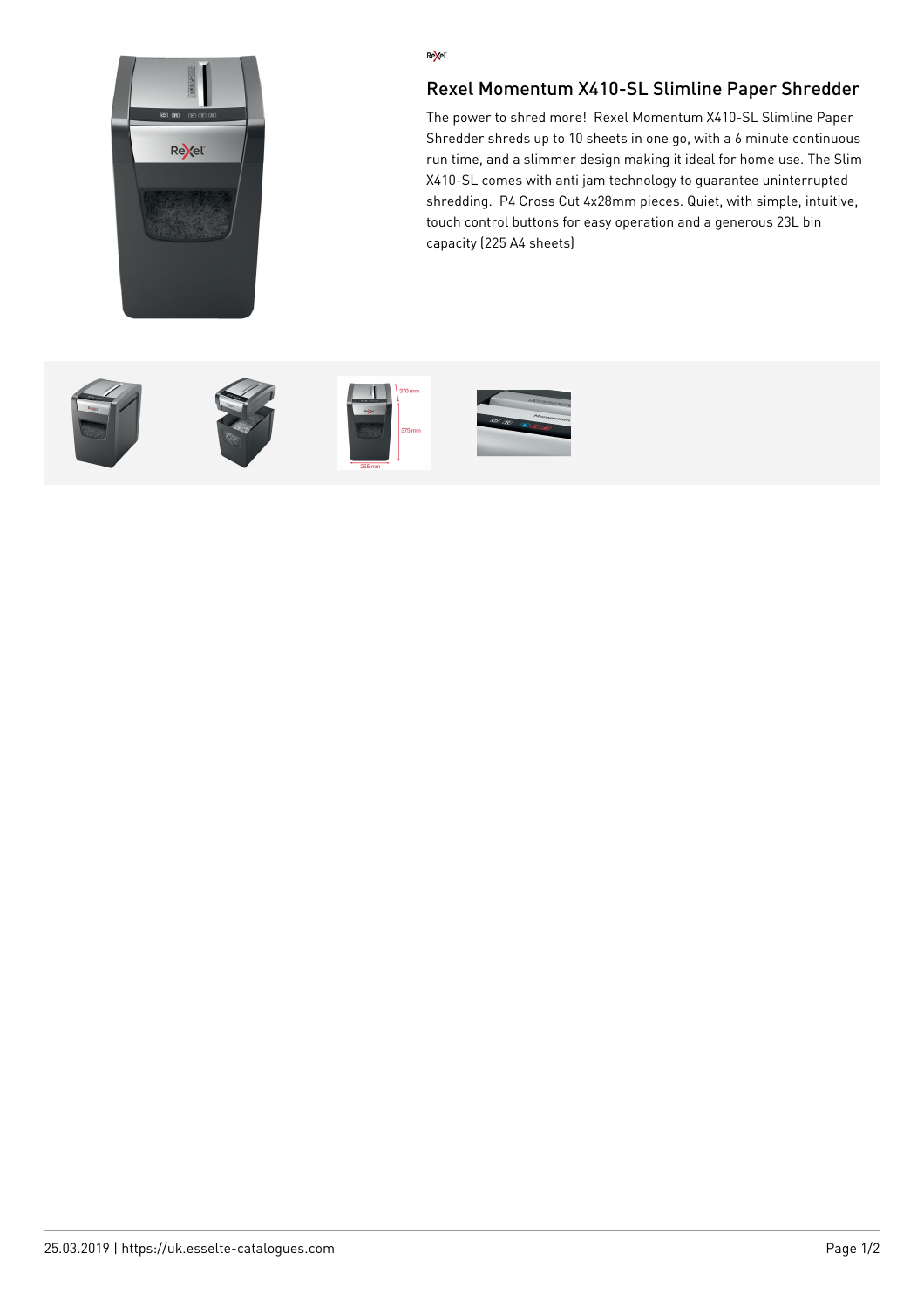# Rexel Momentum X410-SL Slimline Paper Shredder

The power to shred more! Rexel Momentum X410-SL Slimline Paper Shredder shreds up to 10 sheets in one go, with a 6 minute continuous run time, and a slimmer design making it ideal for home use. The Slim X410-SL comes with anti jam technology to guarantee uninterrupted shredding. P4 Cross Cut 4x28mm pieces. Quiet, with simple, intuitive, touch control buttons for easy operation and a generous 23L bin capacity (225 A4 sheets)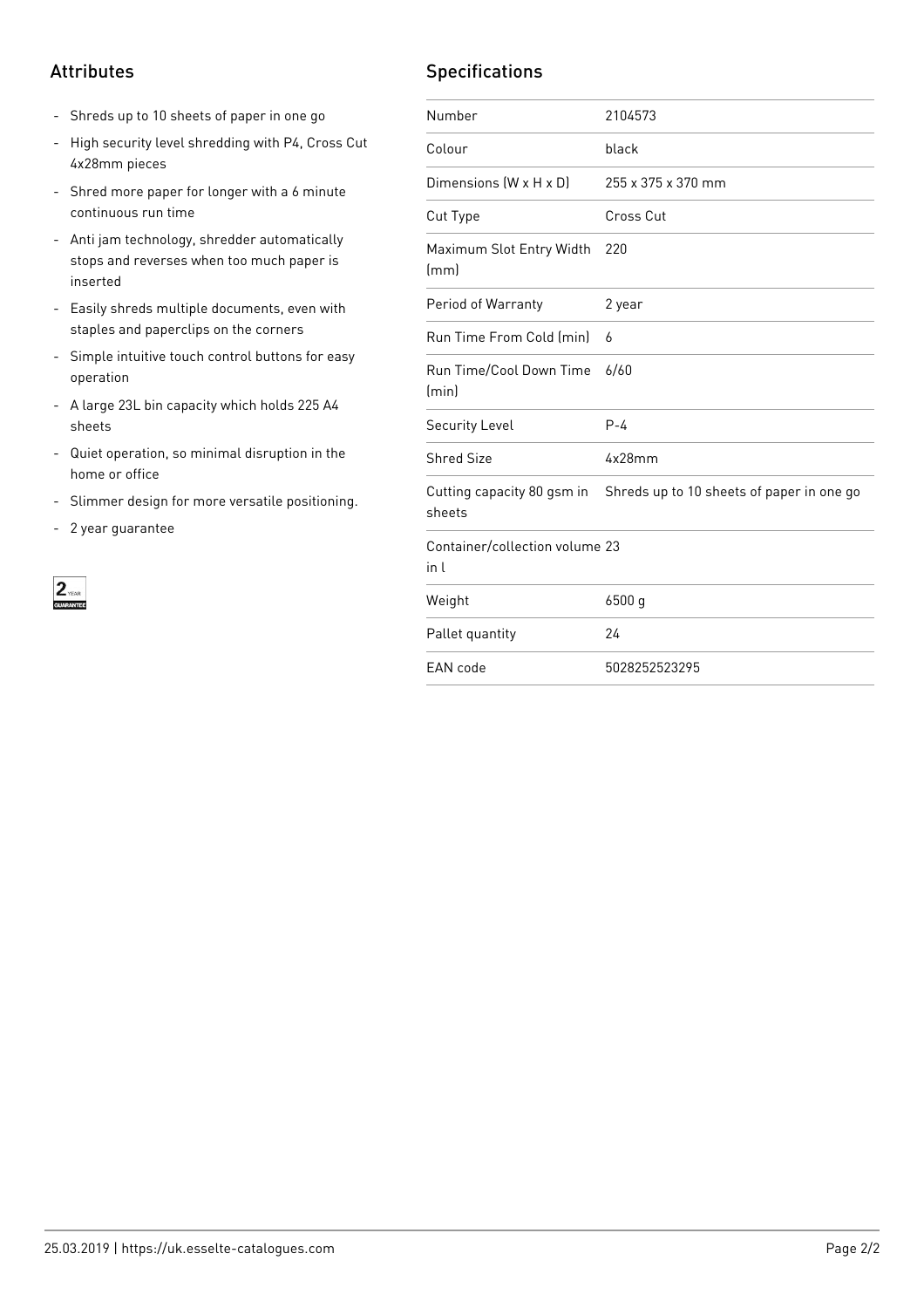## Attributes

- Shreds up to 10 sheets of paper in one go
- High security level shredding with P4, Cross Cut 4x28mm pieces
- Shred more paper for longer with a 6 minute continuous run time
- Anti jam technology, shredder automatically stops and reverses when too much paper is inserted
- Easily shreds multiple documents, even with staples and paperclips on the corners
- Simple intuitive touch control buttons for easy operation
- A large 23L bin capacity which holds 225 A4 sheets
- Quiet operation, so minimal disruption in the home or office
- Slimmer design for more versatile positioning.
- 2 year guarantee

2 YEAR GUARANTEE

## Specifications

| | |
|---|---|
| Number | 2104573 |
| Colour | black |
| Dimensions (W x H x D) | 255 x 375 x 370 mm |
| Cut Type | Cross Cut |
| Maximum Slot Entry Width (mm) | 220 |
| Period of Warranty | 2 year |
| Run Time From Cold (min) | 6 |
| Run Time/Cool Down Time (min) | 6/60 |
| Security Level | P-4 |
| Shred Size | 4x28mm |
| Cutting capacity 80 gsm in sheets | Shreds up to 10 sheets of paper in one go |
| Container/collection volume in l | 23 |
| Weight | 6500 g |
| Pallet quantity | 24 |
| EAN code | 5028252523295 |

25.03.2019 | https://uk.esselte-catalogues.com